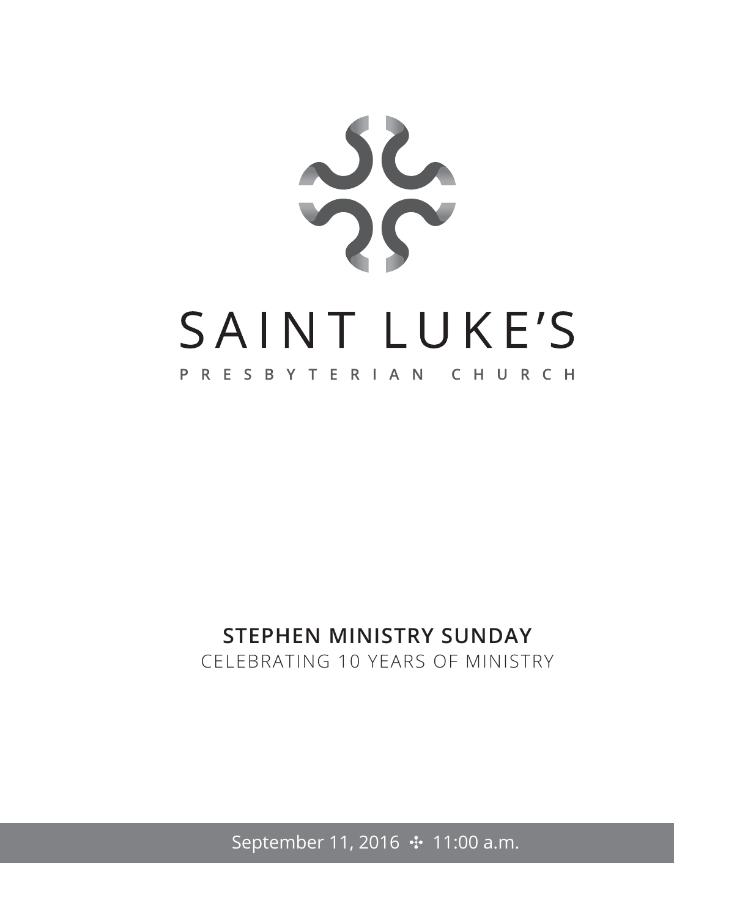# SAINT LUKE'S

PRESBYTERIAN CHURCH

## STEPHEN MINISTRY SUNDAY

CELEBRATING 10 YEARS OF MINISTRY

September 11, 2016 ✣ 11:00 a.m.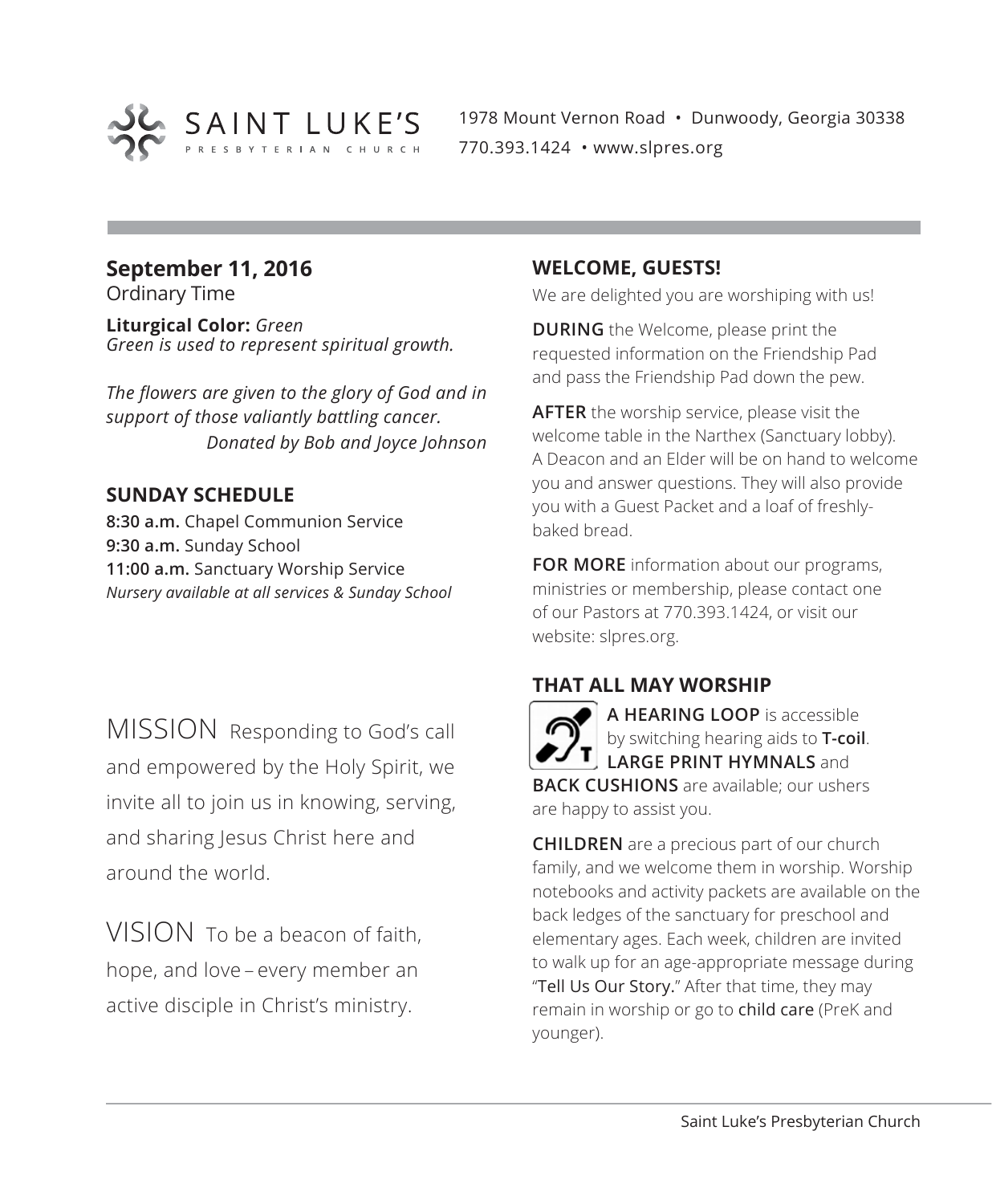SAINT LUKE'S
PRESBYTERIAN CHURCH

1978 Mount Vernon Road • Dunwoody, Georgia 30338
770.393.1424 • www.slpres.org

## September 11, 2016

Ordinary Time

**Liturgical Color:** *Green*
*Green is used to represent spiritual growth.*

*The flowers are given to the glory of God and in support of those valiantly battling cancer.*
*Donated by Bob and Joyce Johnson*

### SUNDAY SCHEDULE

**8:30 a.m.** Chapel Communion Service
**9:30 a.m.** Sunday School
**11:00 a.m.** Sanctuary Worship Service
*Nursery available at all services & Sunday School*

MISSION Responding to God's call and empowered by the Holy Spirit, we invite all to join us in knowing, serving, and sharing Jesus Christ here and around the world.

VISION To be a beacon of faith, hope, and love – every member an active disciple in Christ's ministry.

### WELCOME, GUESTS!

We are delighted you are worshiping with us!

**DURING** the Welcome, please print the requested information on the Friendship Pad and pass the Friendship Pad down the pew.

**AFTER** the worship service, please visit the welcome table in the Narthex (Sanctuary lobby). A Deacon and an Elder will be on hand to welcome you and answer questions. They will also provide you with a Guest Packet and a loaf of freshly-baked bread.

**FOR MORE** information about our programs, ministries or membership, please contact one of our Pastors at 770.393.1424, or visit our website: slpres.org.

### THAT ALL MAY WORSHIP

**A HEARING LOOP** is accessible by switching hearing aids to **T-coil**. **LARGE PRINT HYMNALS** and **BACK CUSHIONS** are available; our ushers are happy to assist you.

**CHILDREN** are a precious part of our church family, and we welcome them in worship. Worship notebooks and activity packets are available on the back ledges of the sanctuary for preschool and elementary ages. Each week, children are invited to walk up for an age-appropriate message during "Tell Us Our Story." After that time, they may remain in worship or go to child care (PreK and younger).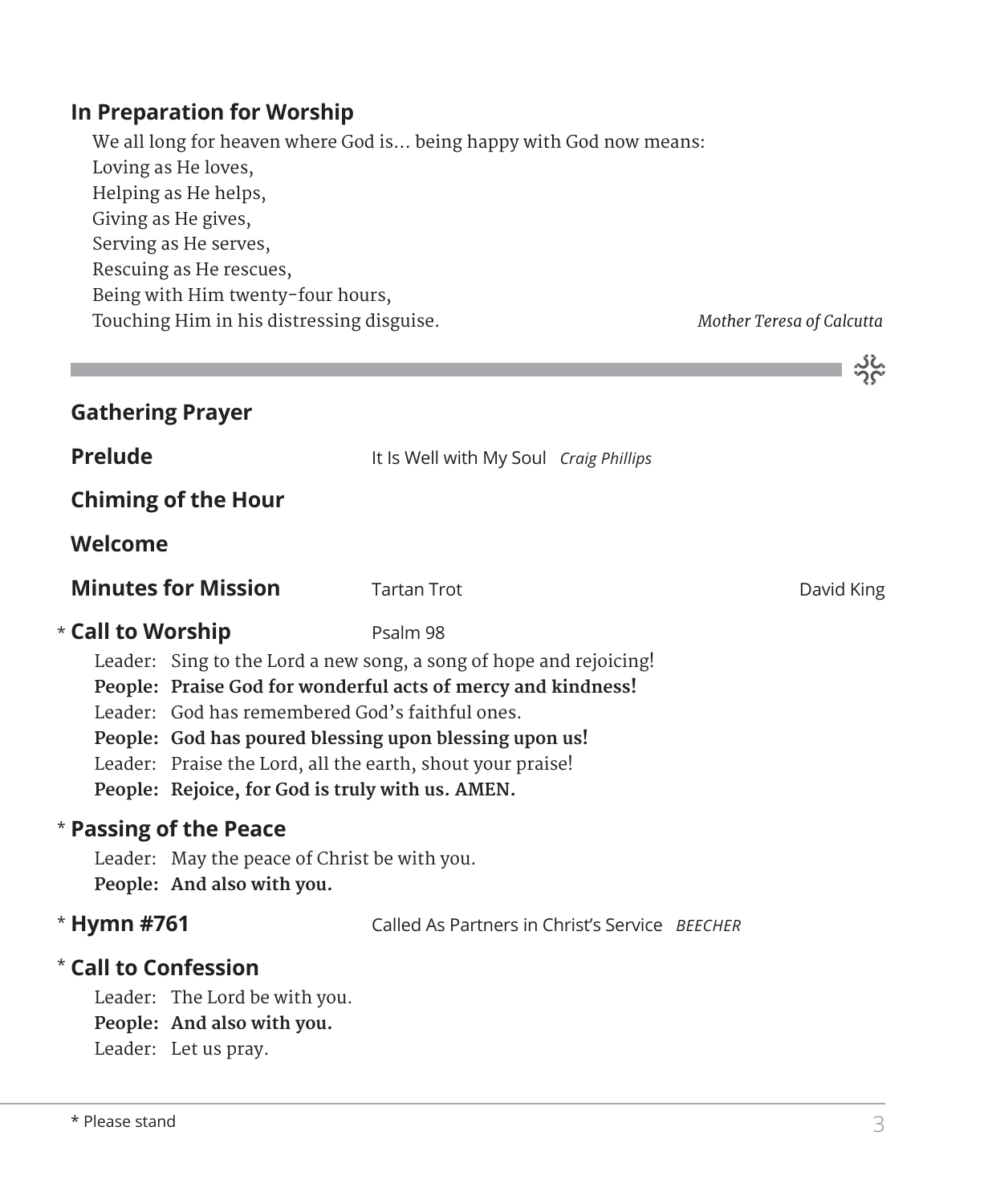## In Preparation for Worship

We all long for heaven where God is… being happy with God now means:
Loving as He loves,
Helping as He helps,
Giving as He gives,
Serving as He serves,
Rescuing as He rescues,
Being with Him twenty-four hours,
Touching Him in his distressing disguise. *Mother Teresa of Calcutta*

---

**Gathering Prayer**

**Prelude** It Is Well with My Soul *Craig Phillips*

**Chiming of the Hour**

**Welcome**

**Minutes for Mission** Tartan Trot David King

\* **Call to Worship** Psalm 98

Leader: Sing to the Lord a new song, a song of hope and rejoicing!
**People: Praise God for wonderful acts of mercy and kindness!**
Leader: God has remembered God's faithful ones.
**People: God has poured blessing upon blessing upon us!**
Leader: Praise the Lord, all the earth, shout your praise!
**People: Rejoice, for God is truly with us. AMEN.**

\* **Passing of the Peace**

Leader: May the peace of Christ be with you.
**People: And also with you.**

\* **Hymn #761** Called As Partners in Christ's Service *BEECHER*

\* **Call to Confession**

Leader: The Lord be with you.
**People: And also with you.**
Leader: Let us pray.

\* Please stand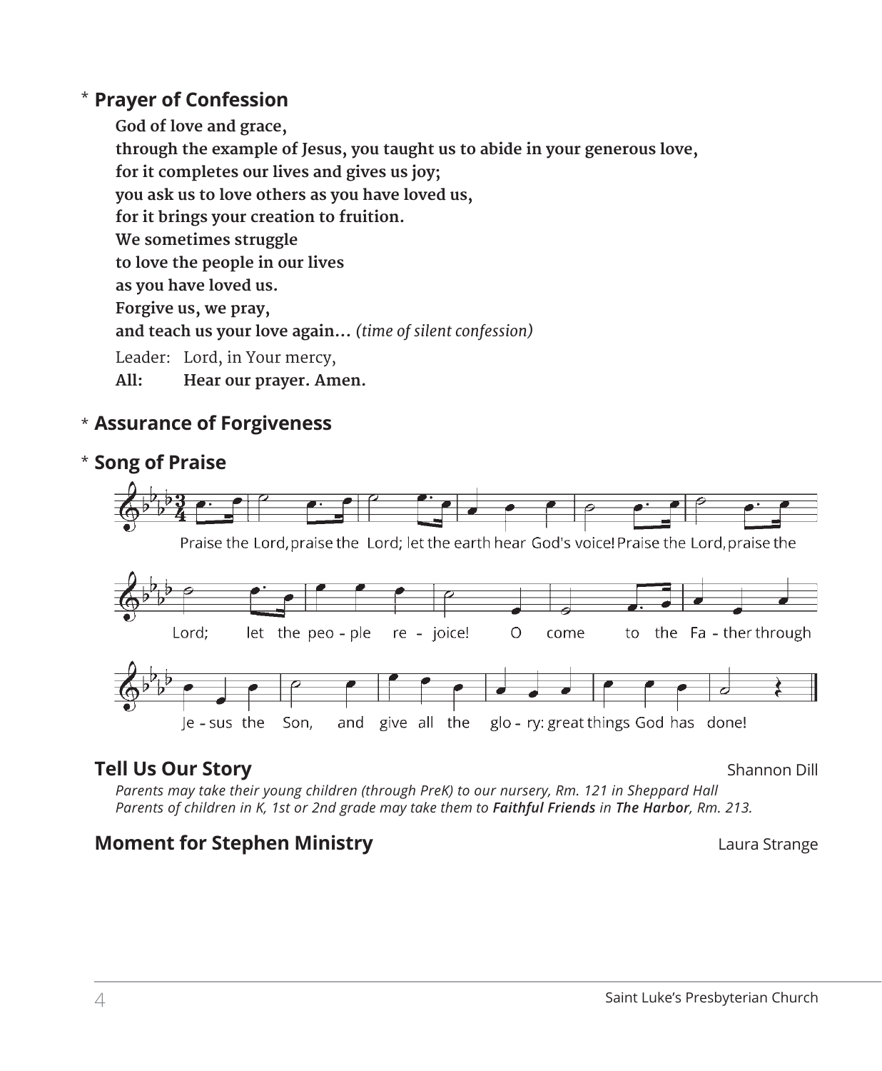## * Prayer of Confession

**God of love and grace,**
**through the example of Jesus, you taught us to abide in your generous love,**
**for it completes our lives and gives us joy;**
**you ask us to love others as you have loved us,**
**for it brings your creation to fruition.**
**We sometimes struggle**
**to love the people in our lives**
**as you have loved us.**
**Forgive us, we pray,**
**and teach us your love again…** *(time of silent confession)*

Leader: Lord, in Your mercy,
**All: Hear our prayer. Amen.**

## * Assurance of Forgiveness

## * Song of Praise

Praise the Lord, praise the Lord; let the earth hear God's voice! Praise the Lord, praise the Lord; let the peo - ple re - joice! O come to the Fa - ther through Je - sus the Son, and give all the glo - ry: great things God has done!

## Tell Us Our Story

Shannon Dill

*Parents may take their young children (through PreK) to our nursery, Rm. 121 in Sheppard Hall*
*Parents of children in K, 1st or 2nd grade may take them to **Faithful Friends** in **The Harbor**, Rm. 213.*

## Moment for Stephen Ministry

Laura Strange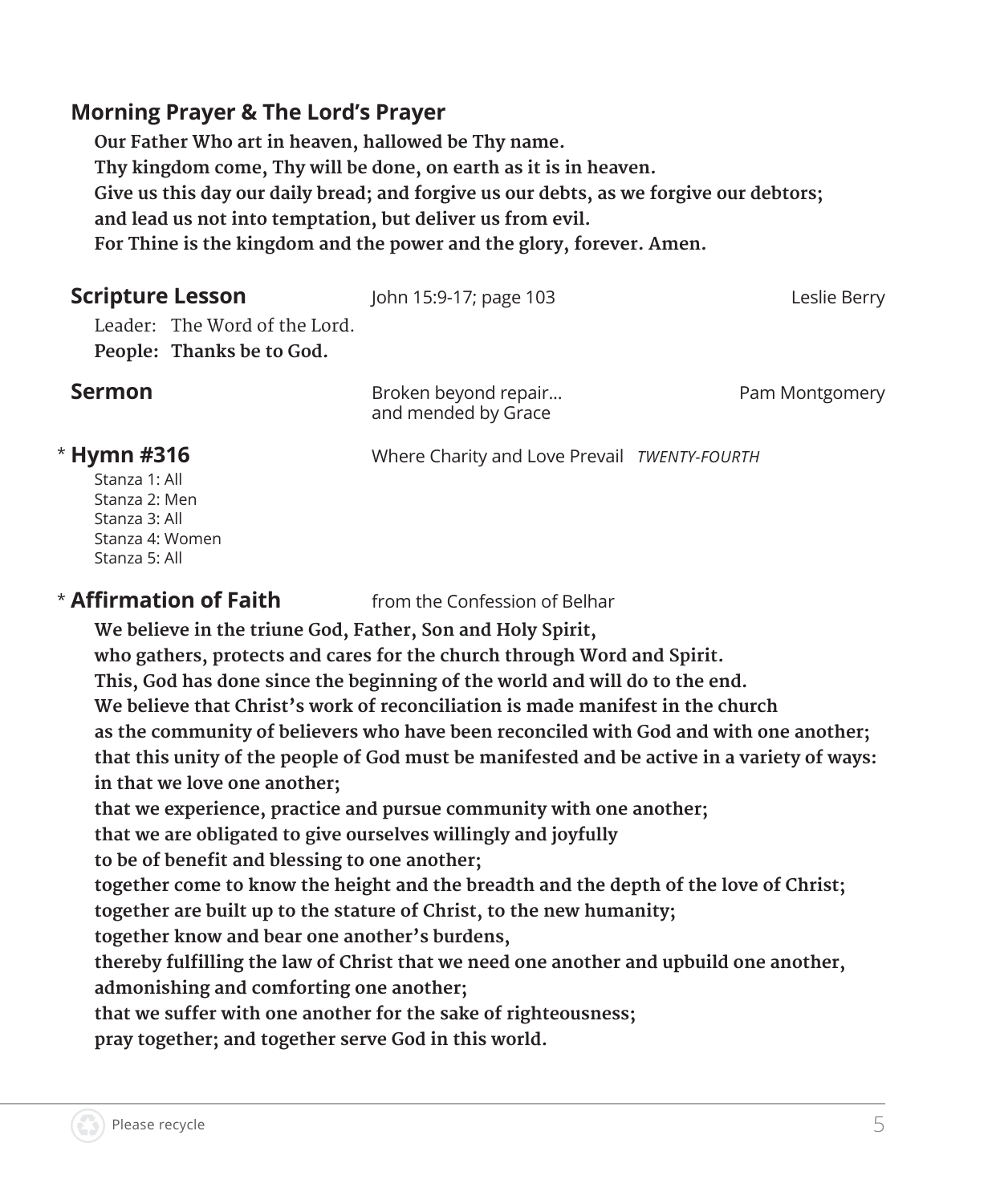**Morning Prayer & The Lord's Prayer**

**Our Father Who art in heaven, hallowed be Thy name.**
**Thy kingdom come, Thy will be done, on earth as it is in heaven.**
**Give us this day our daily bread; and forgive us our debts, as we forgive our debtors;**
**and lead us not into temptation, but deliver us from evil.**
**For Thine is the kingdom and the power and the glory, forever. Amen.**

**Scripture Lesson** John 15:9-17; page 103 Leslie Berry

Leader: The Word of the Lord.
**People: Thanks be to God.**

**Sermon** Broken beyond repair… and mended by Grace Pam Montgomery

\* **Hymn #316** Where Charity and Love Prevail *TWENTY-FOURTH*

Stanza 1: All
Stanza 2: Men
Stanza 3: All
Stanza 4: Women
Stanza 5: All

\* **Affirmation of Faith** from the Confession of Belhar

**We believe in the triune God, Father, Son and Holy Spirit,**
**who gathers, protects and cares for the church through Word and Spirit.**
**This, God has done since the beginning of the world and will do to the end.**
**We believe that Christ's work of reconciliation is made manifest in the church**
**as the community of believers who have been reconciled with God and with one another;**
**that this unity of the people of God must be manifested and be active in a variety of ways:**
**in that we love one another;**
**that we experience, practice and pursue community with one another;**
**that we are obligated to give ourselves willingly and joyfully**
**to be of benefit and blessing to one another;**
**together come to know the height and the breadth and the depth of the love of Christ;**
**together are built up to the stature of Christ, to the new humanity;**
**together know and bear one another's burdens,**
**thereby fulfilling the law of Christ that we need one another and upbuild one another,**
**admonishing and comforting one another;**
**that we suffer with one another for the sake of righteousness;**
**pray together; and together serve God in this world.**

Please recycle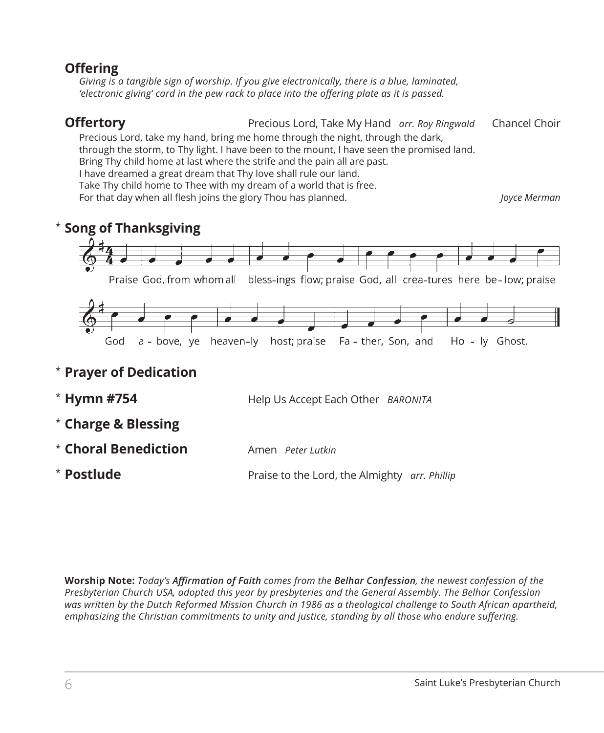## Offering

*Giving is a tangible sign of worship. If you give electronically, there is a blue, laminated, 'electronic giving' card in the pew rack to place into the offering plate as it is passed.*

## Offertory
Precious Lord, Take My Hand *arr. Roy Ringwald* — Chancel Choir

Precious Lord, take my hand, bring me home through the night, through the dark,
through the storm, to Thy light. I have been to the mount, I have seen the promised land.
Bring Thy child home at last where the strife and the pain all are past.
I have dreamed a great dream that Thy love shall rule our land.
Take Thy child home to Thee with my dream of a world that is free.
For that day when all flesh joins the glory Thou has planned. *Joyce Merman*

## * Song of Thanksgiving

Praise God, from whom all blessings flow; praise God, all creatures here below; praise God above, ye heavenly host; praise Father, Son, and Holy Ghost.

## * Prayer of Dedication

## * Hymn #754
Help Us Accept Each Other *BARONITA*

## * Charge & Blessing

## * Choral Benediction
Amen *Peter Lutkin*

## * Postlude
Praise to the Lord, the Almighty *arr. Phillip*

**Worship Note:** *Today's* ***Affirmation of Faith*** *comes from the* ***Belhar Confession****, the newest confession of the Presbyterian Church USA, adopted this year by presbyteries and the General Assembly. The Belhar Confession was written by the Dutch Reformed Mission Church in 1986 as a theological challenge to South African apartheid, emphasizing the Christian commitments to unity and justice, standing by all those who endure suffering.*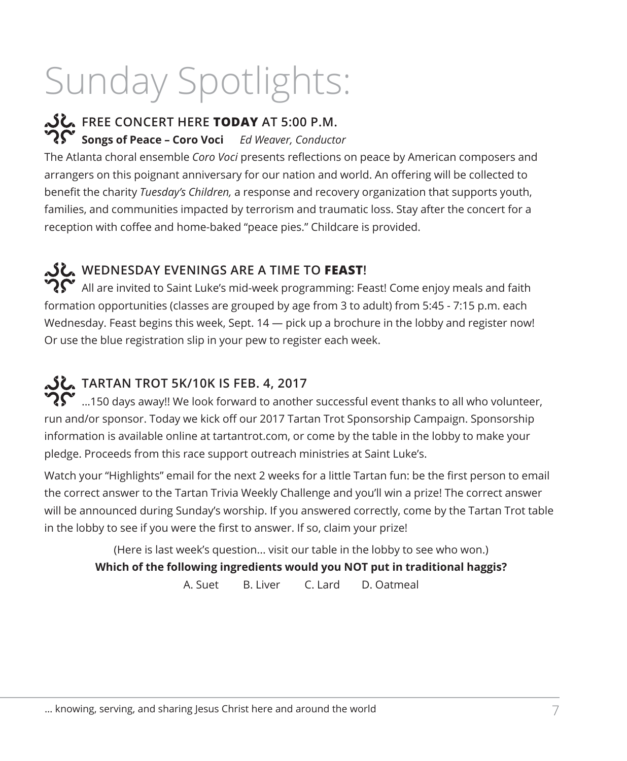# Sunday Spotlights:

## FREE CONCERT HERE **TODAY** AT 5:00 P.M.

**Songs of Peace – Coro Voci** *Ed Weaver, Conductor*

The Atlanta choral ensemble *Coro Voci* presents reflections on peace by American composers and arrangers on this poignant anniversary for our nation and world. An offering will be collected to benefit the charity *Tuesday's Children,* a response and recovery organization that supports youth, families, and communities impacted by terrorism and traumatic loss. Stay after the concert for a reception with coffee and home-baked "peace pies." Childcare is provided.

## WEDNESDAY EVENINGS ARE A TIME TO **FEAST**!

All are invited to Saint Luke's mid-week programming: Feast! Come enjoy meals and faith formation opportunities (classes are grouped by age from 3 to adult) from 5:45 - 7:15 p.m. each Wednesday. Feast begins this week, Sept. 14 — pick up a brochure in the lobby and register now! Or use the blue registration slip in your pew to register each week.

## TARTAN TROT 5K/10K IS FEB. 4, 2017

...150 days away!! We look forward to another successful event thanks to all who volunteer, run and/or sponsor. Today we kick off our 2017 Tartan Trot Sponsorship Campaign. Sponsorship information is available online at tartantrot.com, or come by the table in the lobby to make your pledge. Proceeds from this race support outreach ministries at Saint Luke's.

Watch your "Highlights" email for the next 2 weeks for a little Tartan fun: be the first person to email the correct answer to the Tartan Trivia Weekly Challenge and you'll win a prize! The correct answer will be announced during Sunday's worship. If you answered correctly, come by the Tartan Trot table in the lobby to see if you were the first to answer. If so, claim your prize!

(Here is last week's question... visit our table in the lobby to see who won.)

**Which of the following ingredients would you NOT put in traditional haggis?**

A. Suet B. Liver C. Lard D. Oatmeal

... knowing, serving, and sharing Jesus Christ here and around the world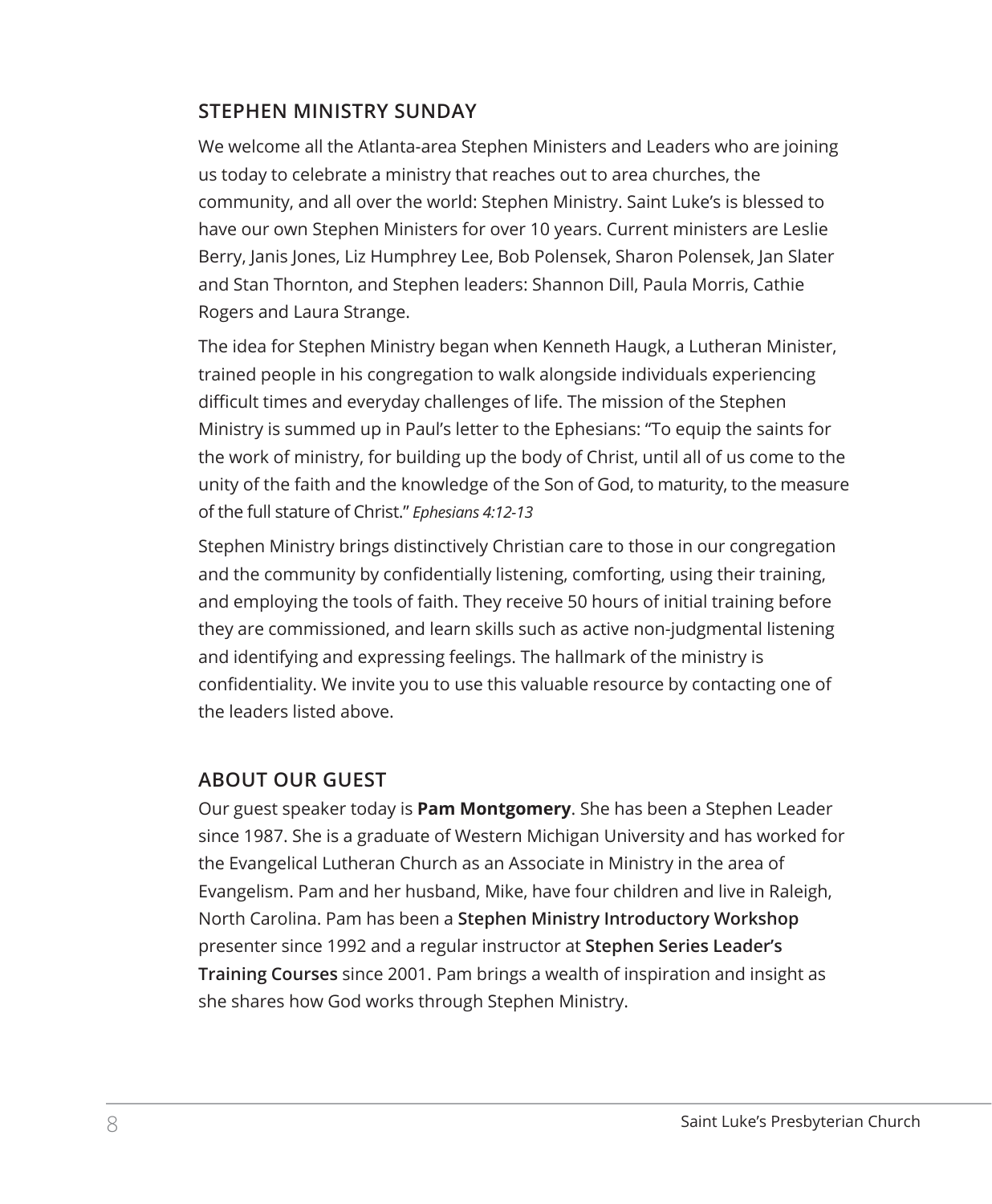## STEPHEN MINISTRY SUNDAY

We welcome all the Atlanta-area Stephen Ministers and Leaders who are joining us today to celebrate a ministry that reaches out to area churches, the community, and all over the world: Stephen Ministry. Saint Luke's is blessed to have our own Stephen Ministers for over 10 years. Current ministers are Leslie Berry, Janis Jones, Liz Humphrey Lee, Bob Polensek, Sharon Polensek, Jan Slater and Stan Thornton, and Stephen leaders: Shannon Dill, Paula Morris, Cathie Rogers and Laura Strange.

The idea for Stephen Ministry began when Kenneth Haugk, a Lutheran Minister, trained people in his congregation to walk alongside individuals experiencing difficult times and everyday challenges of life. The mission of the Stephen Ministry is summed up in Paul's letter to the Ephesians: "To equip the saints for the work of ministry, for building up the body of Christ, until all of us come to the unity of the faith and the knowledge of the Son of God, to maturity, to the measure of the full stature of Christ." *Ephesians 4:12-13*

Stephen Ministry brings distinctively Christian care to those in our congregation and the community by confidentially listening, comforting, using their training, and employing the tools of faith. They receive 50 hours of initial training before they are commissioned, and learn skills such as active non-judgmental listening and identifying and expressing feelings. The hallmark of the ministry is confidentiality. We invite you to use this valuable resource by contacting one of the leaders listed above.

## ABOUT OUR GUEST

Our guest speaker today is **Pam Montgomery**. She has been a Stephen Leader since 1987. She is a graduate of Western Michigan University and has worked for the Evangelical Lutheran Church as an Associate in Ministry in the area of Evangelism. Pam and her husband, Mike, have four children and live in Raleigh, North Carolina. Pam has been a **Stephen Ministry Introductory Workshop** presenter since 1992 and a regular instructor at **Stephen Series Leader's Training Courses** since 2001. Pam brings a wealth of inspiration and insight as she shares how God works through Stephen Ministry.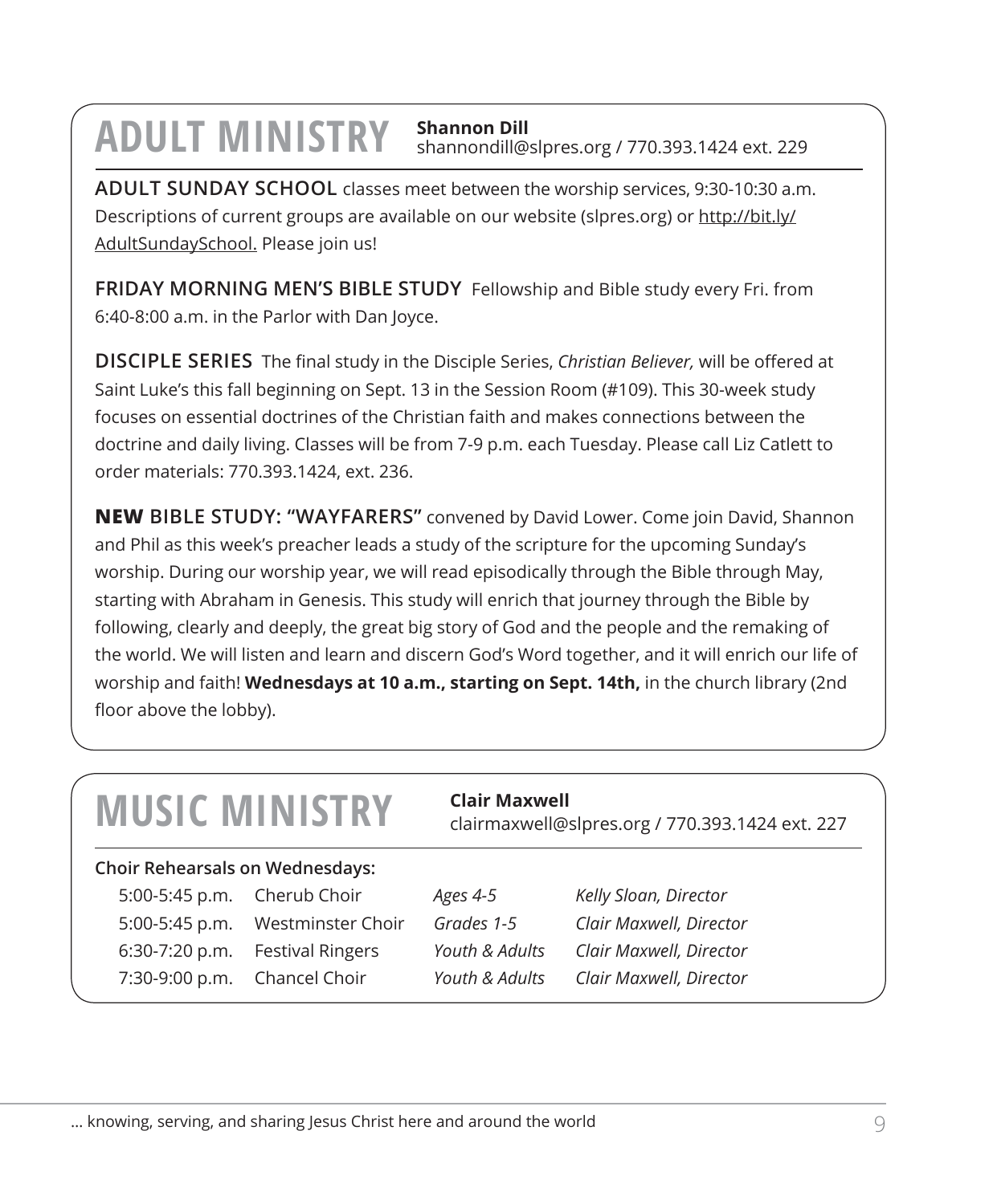# ADULT MINISTRY

**Shannon Dill**
shannondill@slpres.org / 770.393.1424 ext. 229

**ADULT SUNDAY SCHOOL** classes meet between the worship services, 9:30-10:30 a.m. Descriptions of current groups are available on our website (slpres.org) or http://bit.ly/AdultSundaySchool. Please join us!

**FRIDAY MORNING MEN'S BIBLE STUDY** Fellowship and Bible study every Fri. from 6:40-8:00 a.m. in the Parlor with Dan Joyce.

**DISCIPLE SERIES** The final study in the Disciple Series, *Christian Believer,* will be offered at Saint Luke's this fall beginning on Sept. 13 in the Session Room (#109). This 30-week study focuses on essential doctrines of the Christian faith and makes connections between the doctrine and daily living. Classes will be from 7-9 p.m. each Tuesday. Please call Liz Catlett to order materials: 770.393.1424, ext. 236.

**NEW BIBLE STUDY: "WAYFARERS"** convened by David Lower. Come join David, Shannon and Phil as this week's preacher leads a study of the scripture for the upcoming Sunday's worship. During our worship year, we will read episodically through the Bible through May, starting with Abraham in Genesis. This study will enrich that journey through the Bible by following, clearly and deeply, the great big story of God and the people and the remaking of the world. We will listen and learn and discern God's Word together, and it will enrich our life of worship and faith! **Wednesdays at 10 a.m., starting on Sept. 14th,** in the church library (2nd floor above the lobby).

# MUSIC MINISTRY

**Clair Maxwell**
clairmaxwell@slpres.org / 770.393.1424 ext. 227

**Choir Rehearsals on Wednesdays:**

| | | | |
|---|---|---|---|
| 5:00-5:45 p.m. | Cherub Choir | *Ages 4-5* | *Kelly Sloan, Director* |
| 5:00-5:45 p.m. | Westminster Choir | *Grades 1-5* | *Clair Maxwell, Director* |
| 6:30-7:20 p.m. | Festival Ringers | *Youth & Adults* | *Clair Maxwell, Director* |
| 7:30-9:00 p.m. | Chancel Choir | *Youth & Adults* | *Clair Maxwell, Director* |

... knowing, serving, and sharing Jesus Christ here and around the world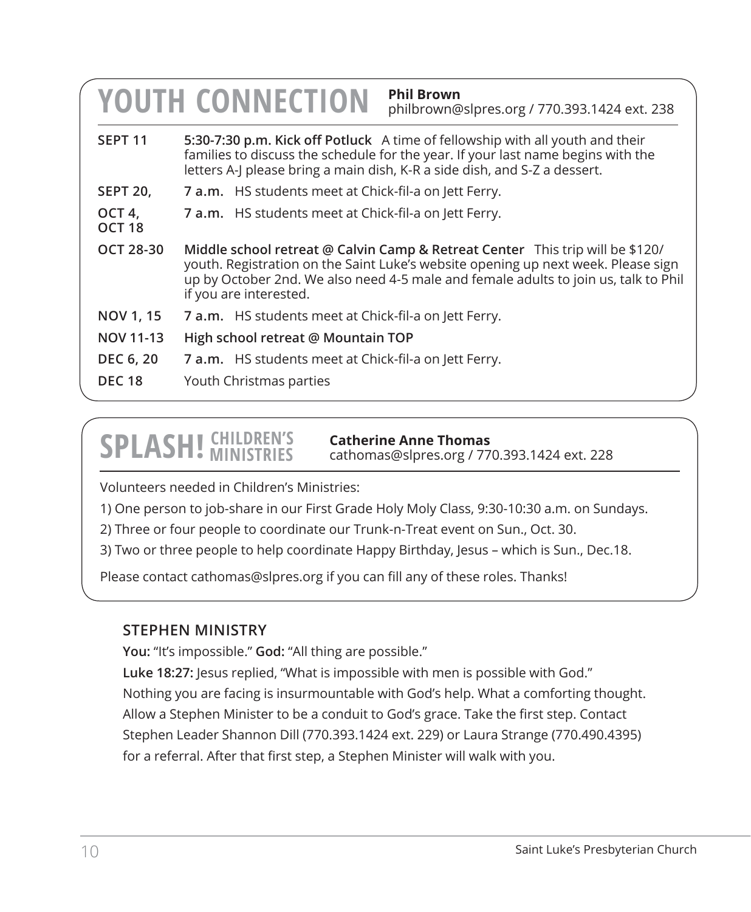## YOUTH CONNECTION

**Phil Brown**
philbrown@slpres.org / 770.393.1424 ext. 238

| | |
|---|---|
| **SEPT 11** | **5:30-7:30 p.m. Kick off Potluck** A time of fellowship with all youth and their families to discuss the schedule for the year. If your last name begins with the letters A-J please bring a main dish, K-R a side dish, and S-Z a dessert. |
| **SEPT 20,** | **7 a.m.** HS students meet at Chick-fil-a on Jett Ferry. |
| **OCT 4, OCT 18** | **7 a.m.** HS students meet at Chick-fil-a on Jett Ferry. |
| **OCT 28-30** | **Middle school retreat @ Calvin Camp & Retreat Center** This trip will be $120/ youth. Registration on the Saint Luke's website opening up next week. Please sign up by October 2nd. We also need 4-5 male and female adults to join us, talk to Phil if you are interested. |
| **NOV 1, 15** | **7 a.m.** HS students meet at Chick-fil-a on Jett Ferry. |
| **NOV 11-13** | **High school retreat @ Mountain TOP** |
| **DEC 6, 20** | **7 a.m.** HS students meet at Chick-fil-a on Jett Ferry. |
| **DEC 18** | Youth Christmas parties |

## SPLASH! CHILDREN'S MINISTRIES

**Catherine Anne Thomas**
cathomas@slpres.org / 770.393.1424 ext. 228

Volunteers needed in Children's Ministries:

1) One person to job-share in our First Grade Holy Moly Class, 9:30-10:30 a.m. on Sundays.

2) Three or four people to coordinate our Trunk-n-Treat event on Sun., Oct. 30.

3) Two or three people to help coordinate Happy Birthday, Jesus – which is Sun., Dec.18.

Please contact cathomas@slpres.org if you can fill any of these roles. Thanks!

### STEPHEN MINISTRY

**You:** "It's impossible." **God:** "All thing are possible."

**Luke 18:27:** Jesus replied, "What is impossible with men is possible with God."
Nothing you are facing is insurmountable with God's help. What a comforting thought. Allow a Stephen Minister to be a conduit to God's grace. Take the first step. Contact Stephen Leader Shannon Dill (770.393.1424 ext. 229) or Laura Strange (770.490.4395) for a referral. After that first step, a Stephen Minister will walk with you.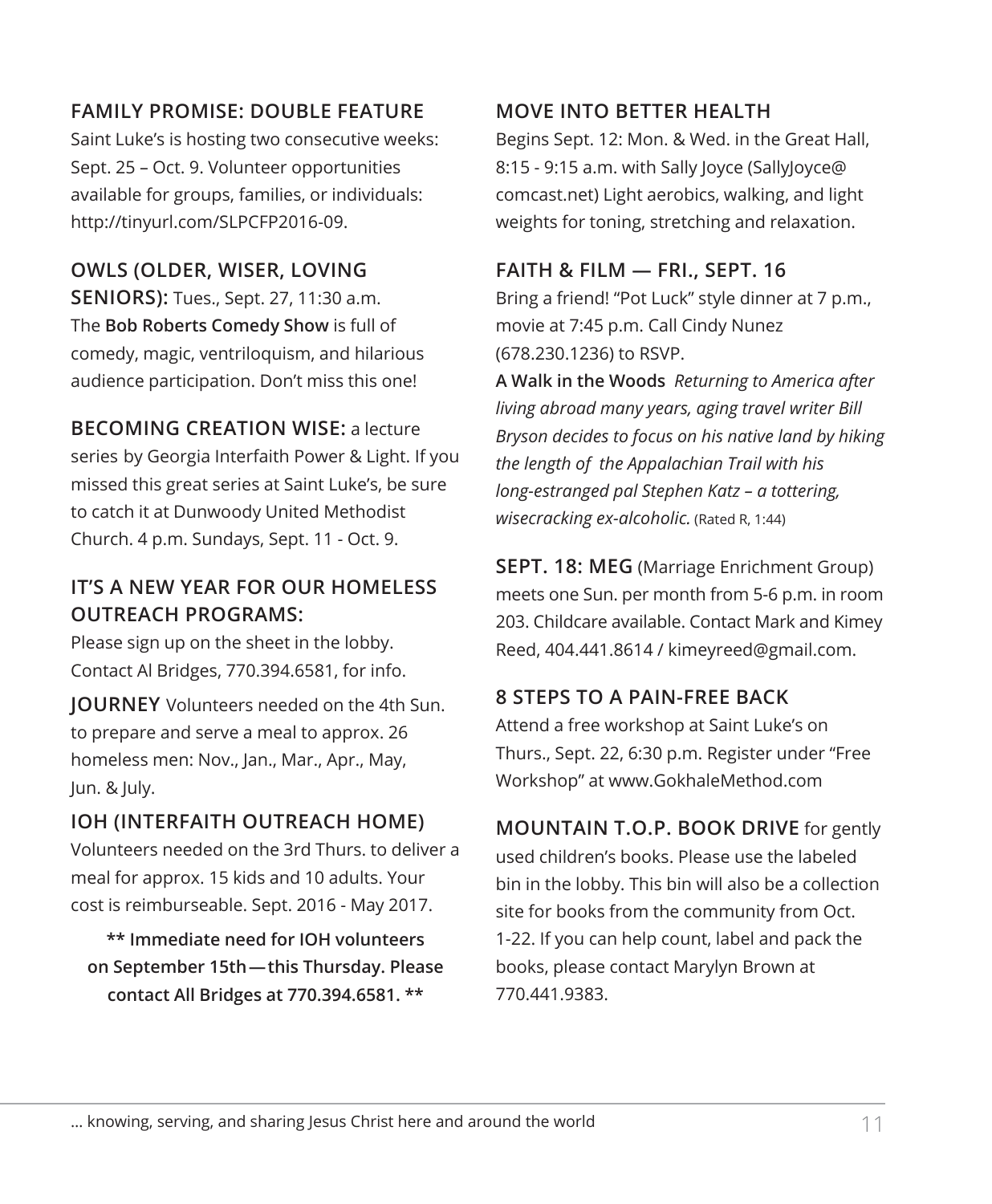## FAMILY PROMISE: DOUBLE FEATURE

Saint Luke's is hosting two consecutive weeks: Sept. 25 – Oct. 9. Volunteer opportunities available for groups, families, or individuals: http://tinyurl.com/SLPCFP2016-09.

**OWLS (OLDER, WISER, LOVING SENIORS):** Tues., Sept. 27, 11:30 a.m. The **Bob Roberts Comedy Show** is full of comedy, magic, ventriloquism, and hilarious audience participation. Don't miss this one!

**BECOMING CREATION WISE:** a lecture series by Georgia Interfaith Power & Light. If you missed this great series at Saint Luke's, be sure to catch it at Dunwoody United Methodist Church. 4 p.m. Sundays, Sept. 11 - Oct. 9.

## IT'S A NEW YEAR FOR OUR HOMELESS OUTREACH PROGRAMS:

Please sign up on the sheet in the lobby. Contact Al Bridges, 770.394.6581, for info.

**JOURNEY** Volunteers needed on the 4th Sun. to prepare and serve a meal to approx. 26 homeless men: Nov., Jan., Mar., Apr., May, Jun. & July.

## IOH (INTERFAITH OUTREACH HOME)

Volunteers needed on the 3rd Thurs. to deliver a meal for approx. 15 kids and 10 adults. Your cost is reimburseable. Sept. 2016 - May 2017.

**\*\* Immediate need for IOH volunteers on September 15th — this Thursday. Please contact All Bridges at 770.394.6581. \*\***

## MOVE INTO BETTER HEALTH

Begins Sept. 12: Mon. & Wed. in the Great Hall, 8:15 - 9:15 a.m. with Sally Joyce (SallyJoyce@comcast.net) Light aerobics, walking, and light weights for toning, stretching and relaxation.

## FAITH & FILM — FRI., SEPT. 16

Bring a friend! "Pot Luck" style dinner at 7 p.m., movie at 7:45 p.m. Call Cindy Nunez (678.230.1236) to RSVP.

**A Walk in the Woods** *Returning to America after living abroad many years, aging travel writer Bill Bryson decides to focus on his native land by hiking the length of the Appalachian Trail with his long-estranged pal Stephen Katz – a tottering, wisecracking ex-alcoholic.* (Rated R, 1:44)

**SEPT. 18: MEG** (Marriage Enrichment Group) meets one Sun. per month from 5-6 p.m. in room 203. Childcare available. Contact Mark and Kimey Reed, 404.441.8614 / kimeyreed@gmail.com.

## 8 STEPS TO A PAIN-FREE BACK

Attend a free workshop at Saint Luke's on Thurs., Sept. 22, 6:30 p.m. Register under "Free Workshop" at www.GokhaleMethod.com

**MOUNTAIN T.O.P. BOOK DRIVE** for gently used children's books. Please use the labeled bin in the lobby. This bin will also be a collection site for books from the community from Oct. 1-22. If you can help count, label and pack the books, please contact Marylyn Brown at 770.441.9383.

… knowing, serving, and sharing Jesus Christ here and around the world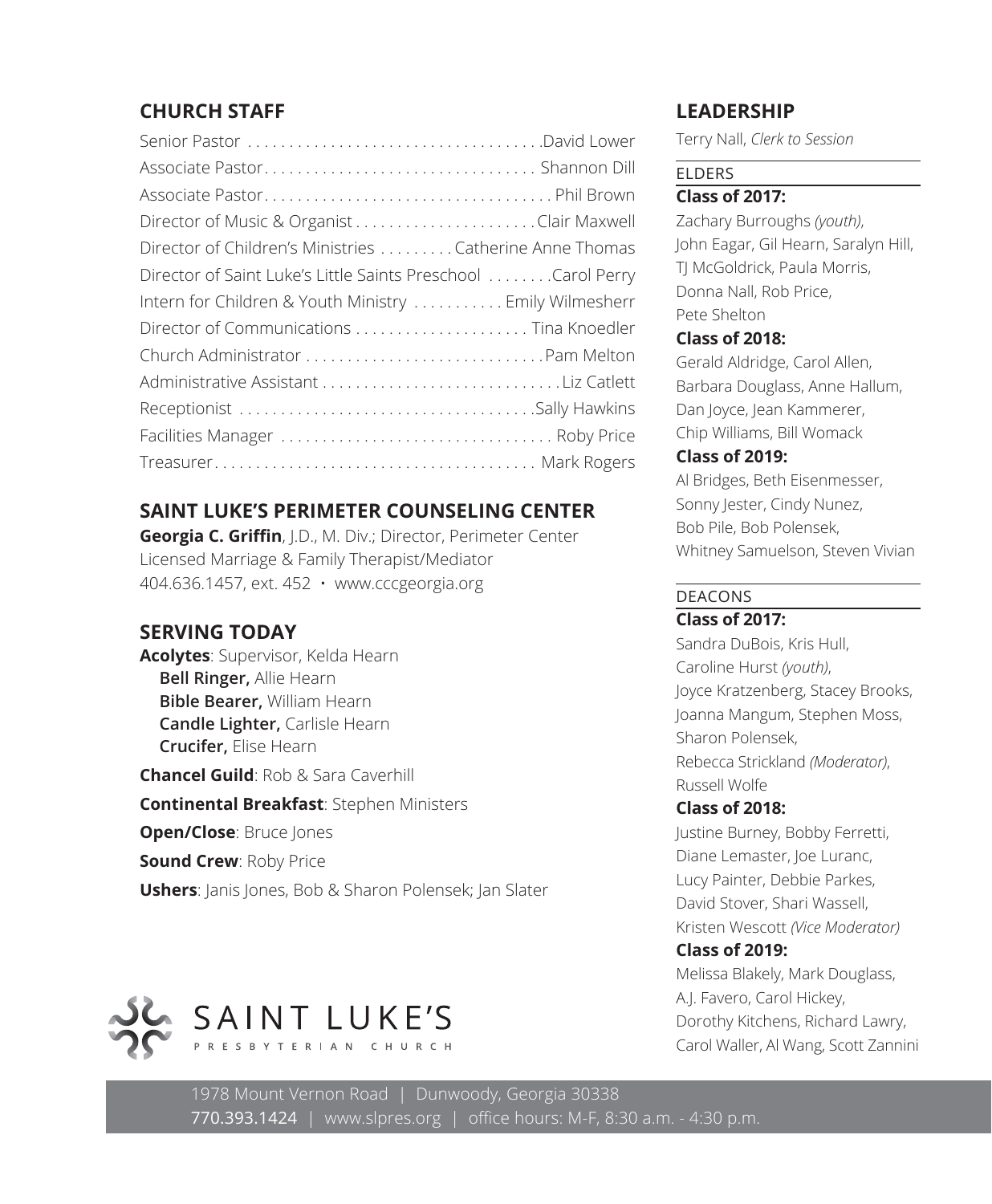## CHURCH STAFF

Senior Pastor . . . . . . . . . . . . . . . . . . . . . . . . . . . . . . . . . . . .David Lower
Associate Pastor. . . . . . . . . . . . . . . . . . . . . . . . . . . . . . . . Shannon Dill
Associate Pastor. . . . . . . . . . . . . . . . . . . . . . . . . . . . . . . . . . Phil Brown
Director of Music & Organist . . . . . . . . . . . . . . . . . . . . . .Clair Maxwell
Director of Children's Ministries . . . . . . . . . Catherine Anne Thomas
Director of Saint Luke's Little Saints Preschool . . . . . . . .Carol Perry
Intern for Children & Youth Ministry . . . . . . . . . . . Emily Wilmesherr
Director of Communications . . . . . . . . . . . . . . . . . . . . . Tina Knoedler
Church Administrator . . . . . . . . . . . . . . . . . . . . . . . . . . . . .Pam Melton
Administrative Assistant . . . . . . . . . . . . . . . . . . . . . . . . . . . .Liz Catlett
Receptionist . . . . . . . . . . . . . . . . . . . . . . . . . . . . . . . . . . .Sally Hawkins
Facilities Manager . . . . . . . . . . . . . . . . . . . . . . . . . . . . . . . . Roby Price
Treasurer. . . . . . . . . . . . . . . . . . . . . . . . . . . . . . . . . . . . . . Mark Rogers

## SAINT LUKE'S PERIMETER COUNSELING CENTER

**Georgia C. Griffin**, J.D., M. Div.; Director, Perimeter Center
Licensed Marriage & Family Therapist/Mediator
404.636.1457, ext. 452 • www.cccgeorgia.org

## SERVING TODAY

**Acolytes**: Supervisor, Kelda Hearn
**Bell Ringer,** Allie Hearn
**Bible Bearer,** William Hearn
**Candle Lighter,** Carlisle Hearn
**Crucifer,** Elise Hearn

**Chancel Guild**: Rob & Sara Caverhill

**Continental Breakfast**: Stephen Ministers

**Open/Close**: Bruce Jones

**Sound Crew**: Roby Price

**Ushers**: Janis Jones, Bob & Sharon Polensek; Jan Slater

## LEADERSHIP

Terry Nall, *Clerk to Session*

### ELDERS

**Class of 2017:**
Zachary Burroughs *(youth)*, John Eagar, Gil Hearn, Saralyn Hill, TJ McGoldrick, Paula Morris, Donna Nall, Rob Price, Pete Shelton

**Class of 2018:**
Gerald Aldridge, Carol Allen, Barbara Douglass, Anne Hallum, Dan Joyce, Jean Kammerer, Chip Williams, Bill Womack

**Class of 2019:**
Al Bridges, Beth Eisenmesser, Sonny Jester, Cindy Nunez, Bob Pile, Bob Polensek, Whitney Samuelson, Steven Vivian

### DEACONS

**Class of 2017:**
Sandra DuBois, Kris Hull, Caroline Hurst *(youth)*, Joyce Kratzenberg, Stacey Brooks, Joanna Mangum, Stephen Moss, Sharon Polensek, Rebecca Strickland *(Moderator)*, Russell Wolfe

**Class of 2018:**
Justine Burney, Bobby Ferretti, Diane Lemaster, Joe Luranc, Lucy Painter, Debbie Parkes, David Stover, Shari Wassell, Kristen Wescott *(Vice Moderator)*

**Class of 2019:**
Melissa Blakely, Mark Douglass, A.J. Favero, Carol Hickey, Dorothy Kitchens, Richard Lawry, Carol Waller, Al Wang, Scott Zannini

SAINT LUKE'S
PRESBYTERIAN CHURCH

1978 Mount Vernon Road | Dunwoody, Georgia 30338
770.393.1424 | www.slpres.org | office hours: M-F, 8:30 a.m. - 4:30 p.m.